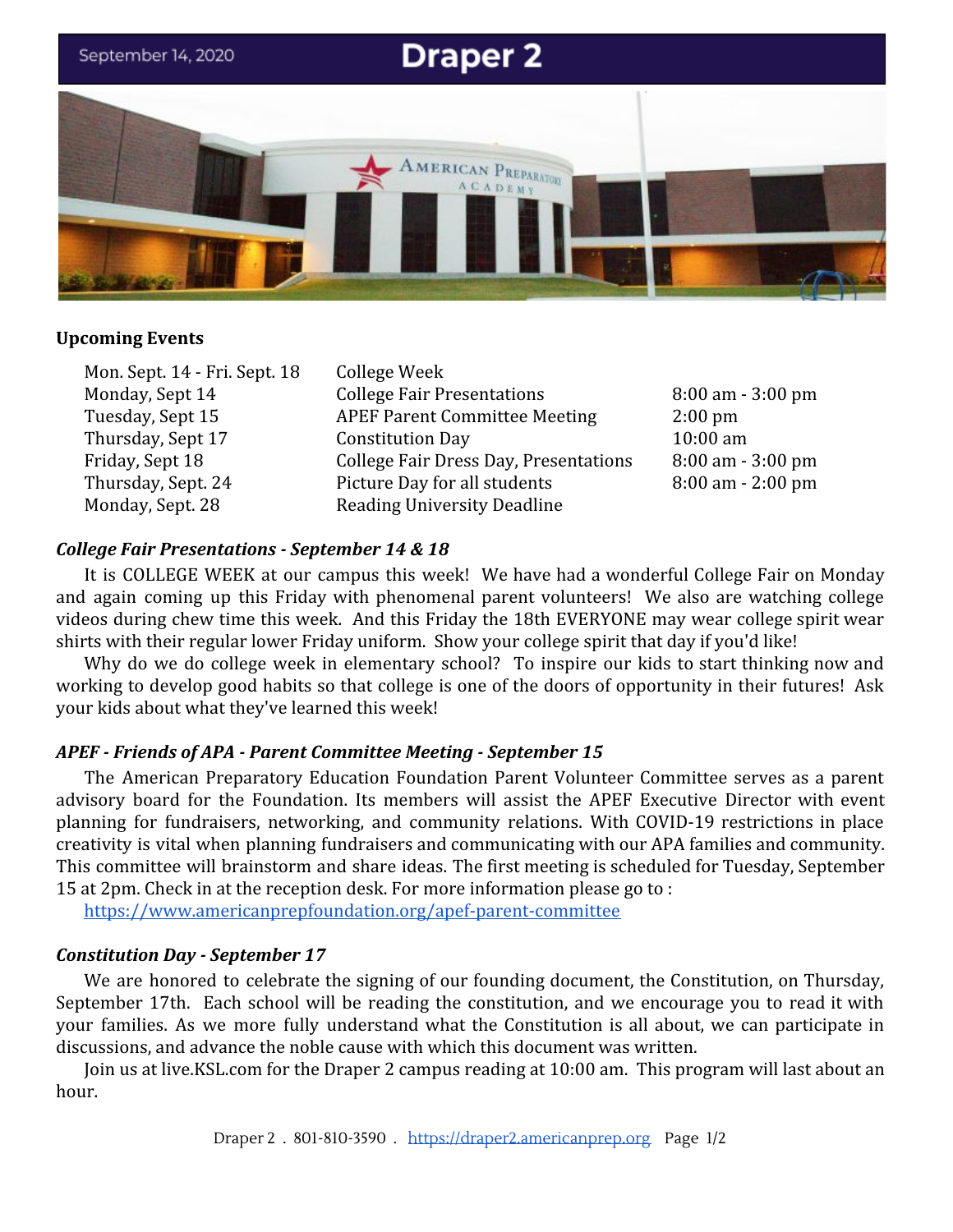September 14, 2020

# Draper 2

### Upcoming Events

| | | |
|---|---|---|
| Mon. Sept. 14 - Fri. Sept. 18 | College Week | |
| Monday, Sept 14 | College Fair Presentations | 8:00 am - 3:00 pm |
| Tuesday, Sept 15 | APEF Parent Committee Meeting | 2:00 pm |
| Thursday, Sept 17 | Constitution Day | 10:00 am |
| Friday, Sept 18 | College Fair Dress Day, Presentations | 8:00 am - 3:00 pm |
| Thursday, Sept. 24 | Picture Day for all students | 8:00 am - 2:00 pm |
| Monday, Sept. 28 | Reading University Deadline | |

### *College Fair Presentations - September 14 & 18*

It is COLLEGE WEEK at our campus this week! We have had a wonderful College Fair on Monday and again coming up this Friday with phenomenal parent volunteers! We also are watching college videos during chew time this week. And this Friday the 18th EVERYONE may wear college spirit wear shirts with their regular lower Friday uniform. Show your college spirit that day if you'd like!

Why do we do college week in elementary school? To inspire our kids to start thinking now and working to develop good habits so that college is one of the doors of opportunity in their futures! Ask your kids about what they've learned this week!

### *APEF - Friends of APA - Parent Committee Meeting - September 15*

The American Preparatory Education Foundation Parent Volunteer Committee serves as a parent advisory board for the Foundation. Its members will assist the APEF Executive Director with event planning for fundraisers, networking, and community relations. With COVID-19 restrictions in place creativity is vital when planning fundraisers and communicating with our APA families and community. This committee will brainstorm and share ideas. The first meeting is scheduled for Tuesday, September 15 at 2pm. Check in at the reception desk. For more information please go to :
https://www.americanprepfoundation.org/apef-parent-committee

### *Constitution Day - September 17*

We are honored to celebrate the signing of our founding document, the Constitution, on Thursday, September 17th. Each school will be reading the constitution, and we encourage you to read it with your families. As we more fully understand what the Constitution is all about, we can participate in discussions, and advance the noble cause with which this document was written.

Join us at live.KSL.com for the Draper 2 campus reading at 10:00 am. This program will last about an hour.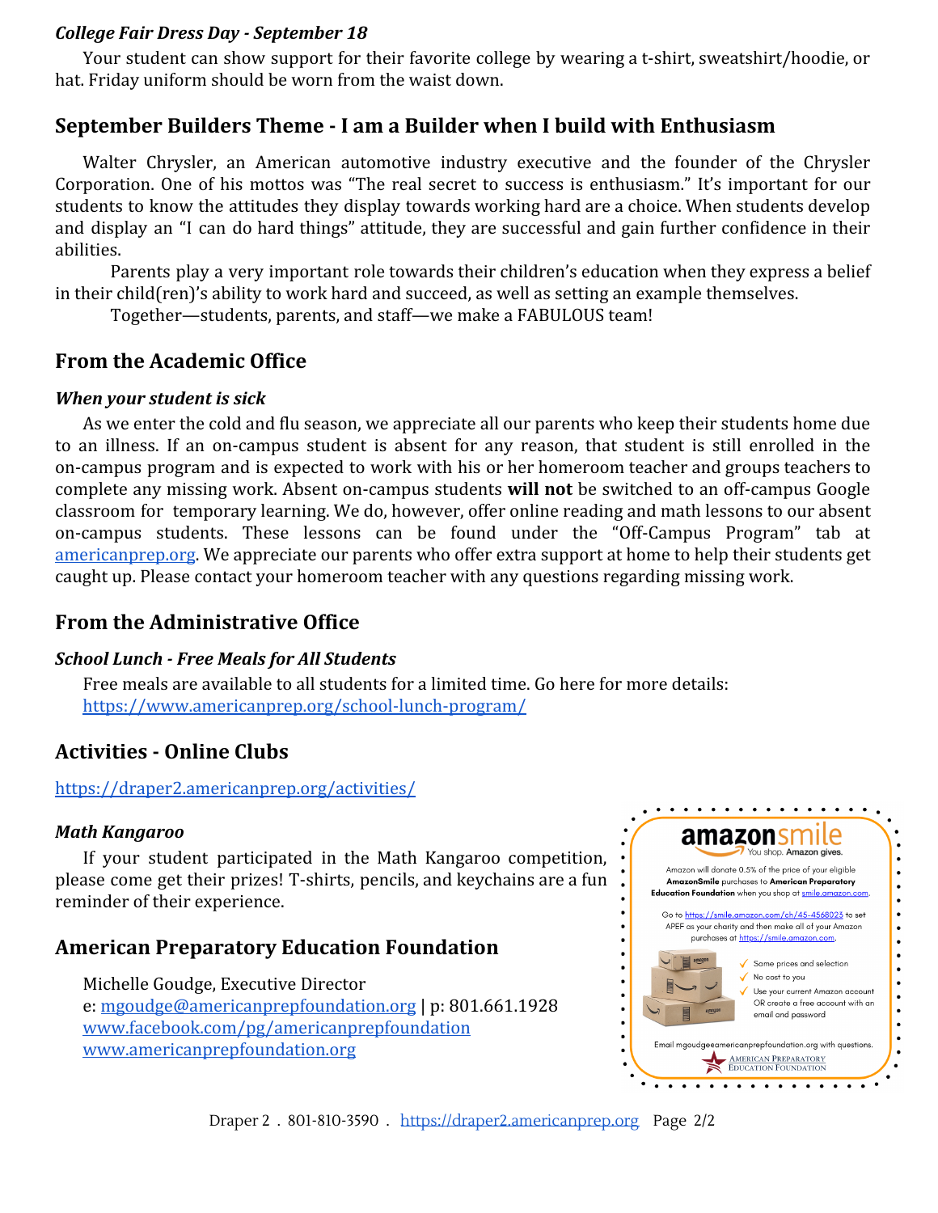### *College Fair Dress Day - September 18*

Your student can show support for their favorite college by wearing a t-shirt, sweatshirt/hoodie, or hat. Friday uniform should be worn from the waist down.

## September Builders Theme - I am a Builder when I build with Enthusiasm

Walter Chrysler, an American automotive industry executive and the founder of the Chrysler Corporation. One of his mottos was "The real secret to success is enthusiasm." It's important for our students to know the attitudes they display towards working hard are a choice. When students develop and display an "I can do hard things" attitude, they are successful and gain further confidence in their abilities.

Parents play a very important role towards their children's education when they express a belief in their child(ren)'s ability to work hard and succeed, as well as setting an example themselves.

Together—students, parents, and staff—we make a FABULOUS team!

## From the Academic Office

### *When your student is sick*

As we enter the cold and flu season, we appreciate all our parents who keep their students home due to an illness. If an on-campus student is absent for any reason, that student is still enrolled in the on-campus program and is expected to work with his or her homeroom teacher and groups teachers to complete any missing work. Absent on-campus students **will not** be switched to an off-campus Google classroom for temporary learning. We do, however, offer online reading and math lessons to our absent on-campus students. These lessons can be found under the "Off-Campus Program" tab at americanprep.org. We appreciate our parents who offer extra support at home to help their students get caught up. Please contact your homeroom teacher with any questions regarding missing work.

## From the Administrative Office

### *School Lunch - Free Meals for All Students*

Free meals are available to all students for a limited time. Go here for more details:
https://www.americanprep.org/school-lunch-program/

## Activities - Online Clubs

https://draper2.americanprep.org/activities/

### *Math Kangaroo*

If your student participated in the Math Kangaroo competition, please come get their prizes! T-shirts, pencils, and keychains are a fun reminder of their experience.

## American Preparatory Education Foundation

Michelle Goudge, Executive Director
e: mgoudge@americanprepfoundation.org | p: 801.661.1928
www.facebook.com/pg/americanprepfoundation
www.americanprepfoundation.org

amazonsmile
You shop. Amazon gives.

Amazon will donate 0.5% of the price of your eligible **AmazonSmile** purchases to **American Preparatory Education Foundation** when you shop at smile.amazon.com.

Go to https://smile.amazon.com/ch/45-4568025 to set APEF as your charity and then make all of your Amazon purchases at https://smile.amazon.com.

- Same prices and selection
- No cost to you
- Use your current Amazon account OR create a free account with an email and password

Email mgoudgeeamericanprepfoundation.org with questions.

American Preparatory Education Foundation